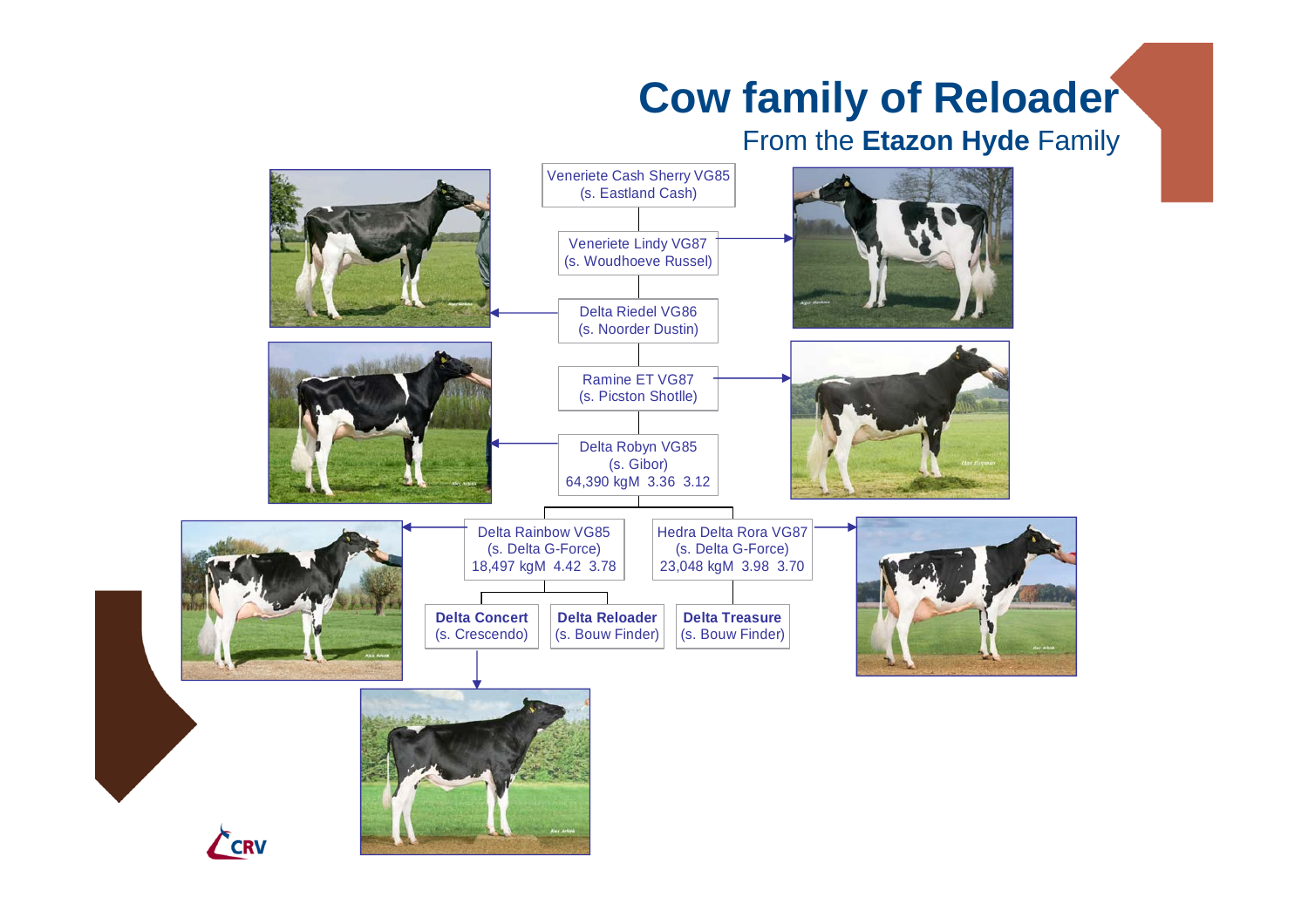# Cow family of Reloader

## From the **Etazon Hyde** Family

Veneriete Cash Sherry VG85
(s. Eastland Cash)

Veneriete Lindy VG87
(s. Woudhoeve Russel)

Delta Riedel VG86
(s. Noorder Dustin)

Ramine ET VG87
(s. Picston Shotlle)

Delta Robyn VG85
(s. Gibor)
64,390 kgM 3.36 3.12

Delta Rainbow VG85
(s. Delta G-Force)
18,497 kgM 4.42 3.78

Hedra Delta Rora VG87
(s. Delta G-Force)
23,048 kgM 3.98 3.70

**Delta Concert**
(s. Crescendo)

**Delta Reloader**
(s. Bouw Finder)

**Delta Treasure**
(s. Bouw Finder)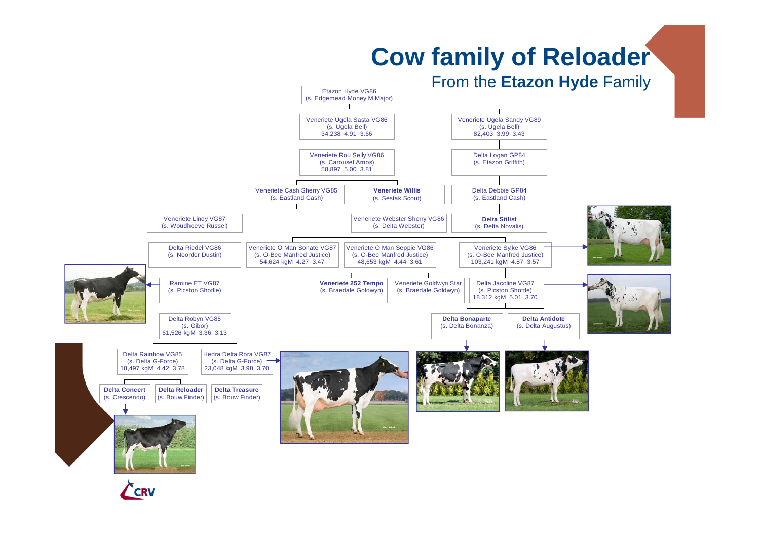# Cow family of Reloader

## From the **Etazon Hyde** Family

Etazon Hyde VG86
(s. Edgemead Money M Major)

Veneriete Ugela Sasta VG86
(s. Ugela Bell)
34,238 4.91 3.66

Veneriete Ugela Sandy VG89
(s. Ugela Bell)
82,403 3.99 3.43

Veneriete Rou Selly VG86
(s. Carousel Amos)
58,897 5.00 3.81

Delta Logan GP84
(s. Etazon Griffith)

Veneriete Cash Sherry VG85
(s. Eastland Cash)

**Veneriete Willis**
(s. Sestak Scout)

Delta Debbie GP84
(s. Eastland Cash)

Veneriete Lindy VG87
(s. Woudhoeve Russel)

Veneriete Webster Sherry VG86
(s. Delta Webster)

**Delta Stilist**
(s. Delta Novalis)

Delta Riedel VG86
(s. Noorder Dustin)

Veneriete O Man Sonate VG87
(s. O-Bee Manfred Justice)
54,624 kgM 4.27 3.47

Veneriete O Man Seppie VG86
(s. O-Bee Manfred Justice)
48,653 kgM 4.44 3.61

Veneriete Sylke VG86
(s. O-Bee Manfred Justice)
103,241 kgM 4.87 3.57

Ramine ET VG87
(s. Picston Shotlle)

**Veneriete 252 Tempo**
(s. Braedale Goldwyn)

Veneriete Goldwyn Star
(s. Braedale Goldwyn)

Delta Jacoline VG87
(s. Picston Shottle)
18,312 kgM 5.01 3.70

Delta Robyn VG85
(s. Gibor)
61,526 kgM 3.36 3.13

**Delta Bonaparte**
(s. Delta Bonanza)

**Delta Antidote**
(s. Delta Augustus)

Delta Rainbow VG85
(s. Delta G-Force)
18,497 kgM 4.42 3.78

Hedra Delta Rora VG87
(s. Delta G-Force)
23,048 kgM 3.98 3.70

**Delta Concert**
(s. Crescendo)

**Delta Reloader**
(s. Bouw Finder)

**Delta Treasure**
(s. Bouw Finder)